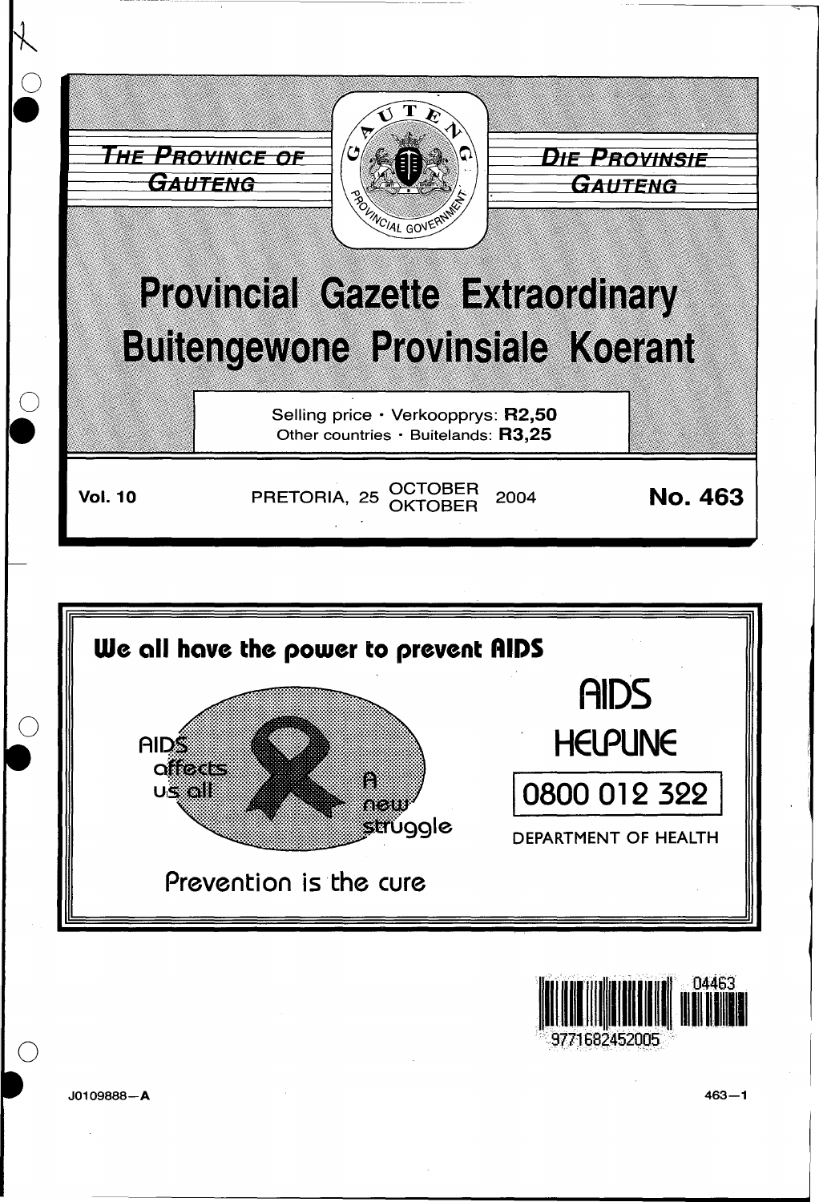THE PROVINCE OF GAUTENG

DIE PROVINSIE GAUTENG

# Provincial Gazette Extraordinary
# Buitengewone Provinsiale Koerant

Selling price · Verkoopprys: **R2,50**
Other countries · Buitelands: **R3,25**

**Vol. 10** PRETORIA, 25 OCTOBER / OKTOBER 2004 **No. 463**

**We all have the power to prevent AIDS**

AIDS affects us all

A new struggle

Prevention is the cure

AIDS HELPLINE

0800 012 322

DEPARTMENT OF HEALTH

J0109888—A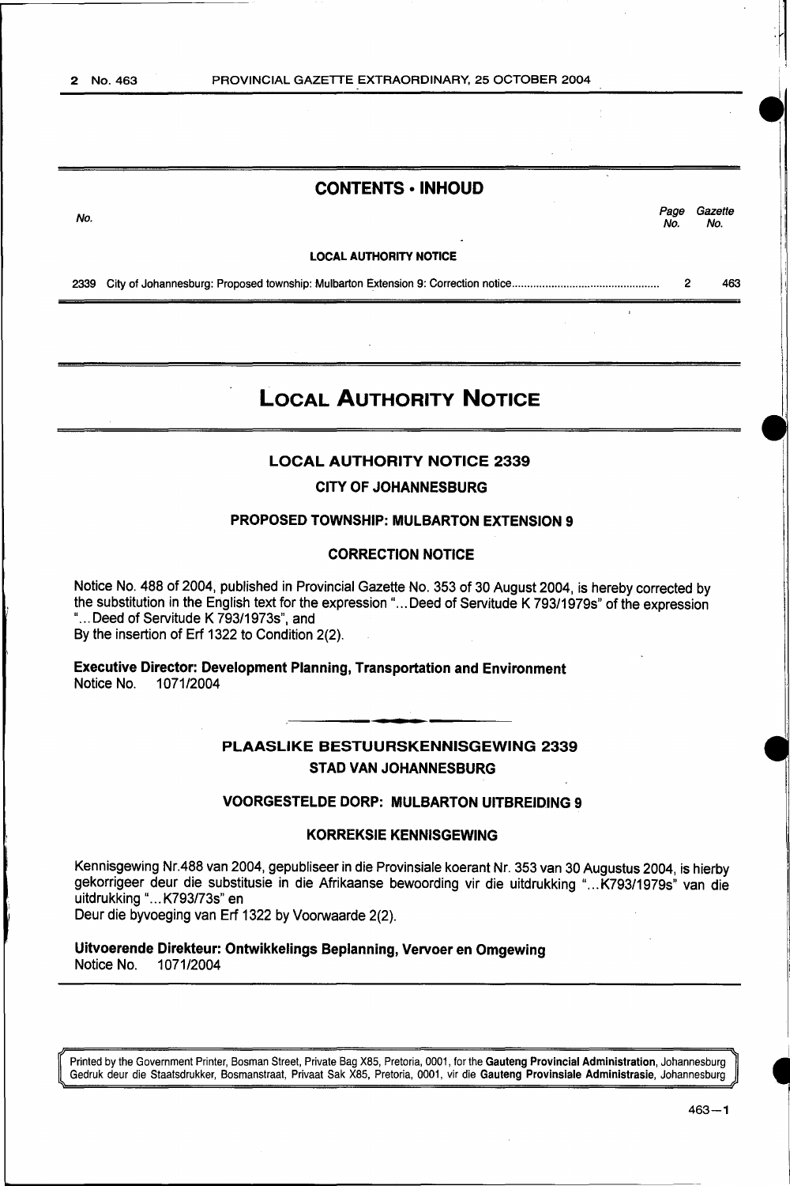## CONTENTS • INHOUD

| No. | | Page No. | Gazette No. |
|---|---|---|---|
| | **LOCAL AUTHORITY NOTICE** | | |
| 2339 | City of Johannesburg: Proposed township: Mulbarton Extension 9: Correction notice | 2 | 463 |

# LOCAL AUTHORITY NOTICE

## LOCAL AUTHORITY NOTICE 2339

### CITY OF JOHANNESBURG

### PROPOSED TOWNSHIP: MULBARTON EXTENSION 9

### CORRECTION NOTICE

Notice No. 488 of 2004, published in Provincial Gazette No. 353 of 30 August 2004, is hereby corrected by the substitution in the English text for the expression "...Deed of Servitude K 793/1979s" of the expression "...Deed of Servitude K 793/1973s", and
By the insertion of Erf 1322 to Condition 2(2).

**Executive Director: Development Planning, Transportation and Environment**
Notice No. 1071/2004

## PLAASLIKE BESTUURSKENNISGEWING 2339

### STAD VAN JOHANNESBURG

### VOORGESTELDE DORP: MULBARTON UITBREIDING 9

### KORREKSIE KENNISGEWING

Kennisgewing Nr.488 van 2004, gepubliseer in die Provinsiale koerant Nr. 353 van 30 Augustus 2004, is hierby gekorrigeer deur die substitusie in die Afrikaanse bewoording vir die uitdrukking "...K793/1979s" van die uitdrukking "...K793/73s" en
Deur die byvoeging van Erf 1322 by Voorwaarde 2(2).

**Uitvoerende Direkteur: Ontwikkelings Beplanning, Vervoer en Omgewing**
Notice No. 1071/2004

Printed by the Government Printer, Bosman Street, Private Bag X85, Pretoria, 0001, for the **Gauteng Provincial Administration**, Johannesburg
Gedruk deur die Staatsdrukker, Bosmanstraat, Privaat Sak X85, Pretoria, 0001, vir die **Gauteng Provinsiale Administrasie**, Johannesburg

463—1